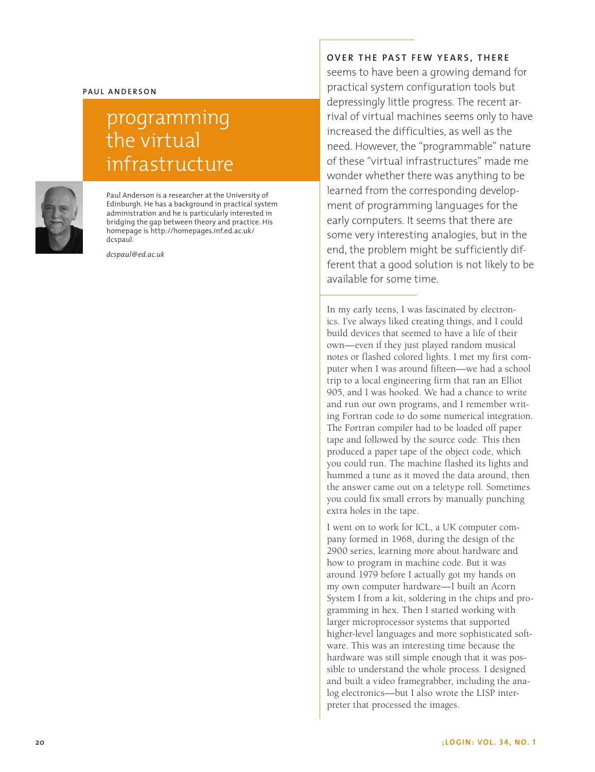**PAUL ANDERSON**

# programming the virtual infrastructure

Paul Anderson is a researcher at the University of Edinburgh. He has a background in practical system administration and he is particularly interested in bridging the gap between theory and practice. His homepage is http://homepages.inf.ed.ac.uk/dcspaul.

*dcspaul@ed.ac.uk*

**OVER THE PAST FEW YEARS, THERE** seems to have been a growing demand for practical system configuration tools but depressingly little progress. The recent arrival of virtual machines seems only to have increased the difficulties, as well as the need. However, the "programmable" nature of these "virtual infrastructures" made me wonder whether there was anything to be learned from the corresponding development of programming languages for the early computers. It seems that there are some very interesting analogies, but in the end, the problem might be sufficiently different that a good solution is not likely to be available for some time.

In my early teens, I was fascinated by electronics. I've always liked creating things, and I could build devices that seemed to have a life of their own—even if they just played random musical notes or flashed colored lights. I met my first computer when I was around fifteen—we had a school trip to a local engineering firm that ran an Elliot 905, and I was hooked. We had a chance to write and run our own programs, and I remember writing Fortran code to do some numerical integration. The Fortran compiler had to be loaded off paper tape and followed by the source code. This then produced a paper tape of the object code, which you could run. The machine flashed its lights and hummed a tune as it moved the data around, then the answer came out on a teletype roll. Sometimes you could fix small errors by manually punching extra holes in the tape.

I went on to work for ICL, a UK computer company formed in 1968, during the design of the 2900 series, learning more about hardware and how to program in machine code. But it was around 1979 before I actually got my hands on my own computer hardware—I built an Acorn System I from a kit, soldering in the chips and programming in hex. Then I started working with larger microprocessor systems that supported higher-level languages and more sophisticated software. This was an interesting time because the hardware was still simple enough that it was possible to understand the whole process. I designed and built a video framegrabber, including the analog electronics—but I also wrote the LISP interpreter that processed the images.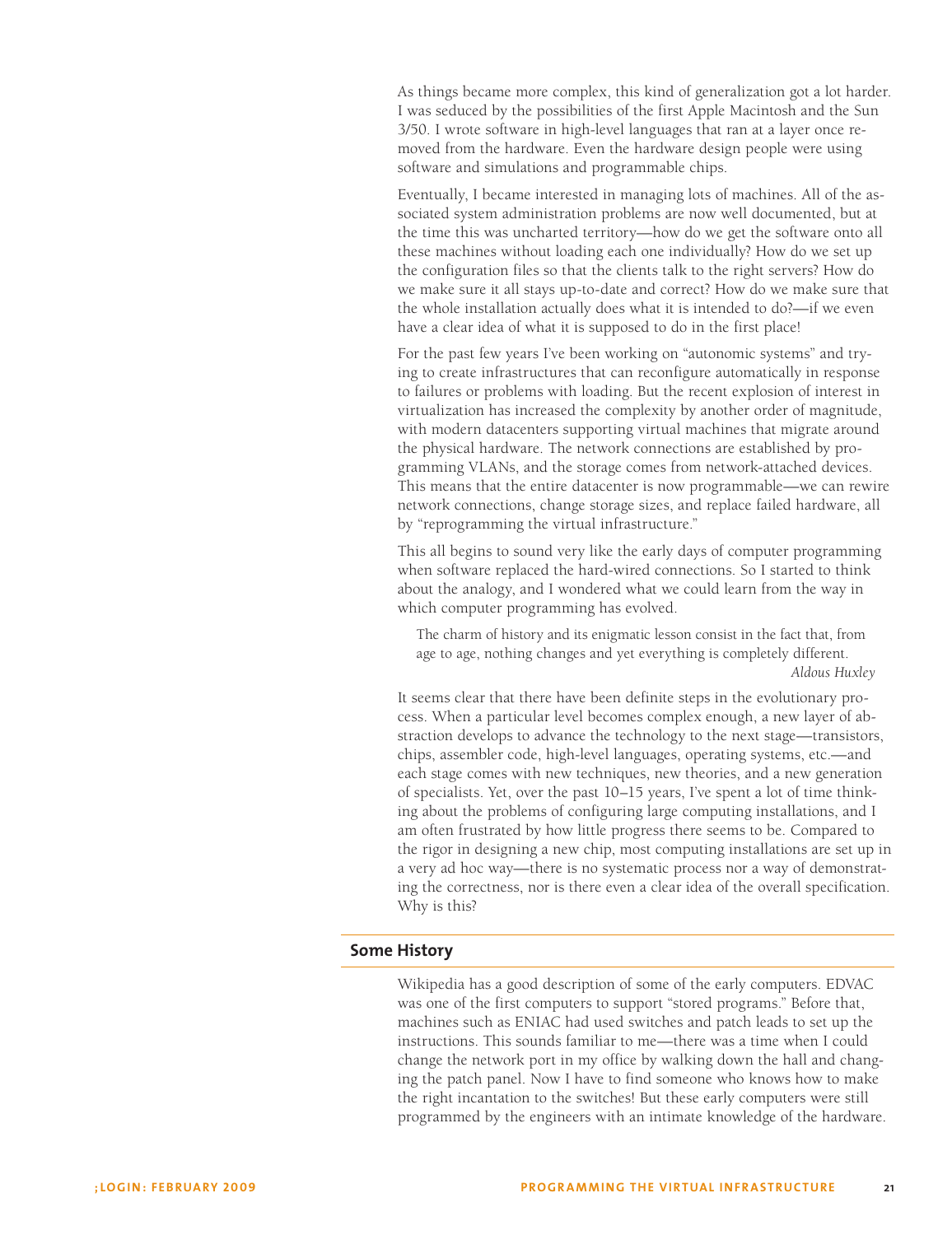As things became more complex, this kind of generalization got a lot harder. I was seduced by the possibilities of the first Apple Macintosh and the Sun 3/50. I wrote software in high-level languages that ran at a layer once removed from the hardware. Even the hardware design people were using software and simulations and programmable chips.

Eventually, I became interested in managing lots of machines. All of the associated system administration problems are now well documented, but at the time this was uncharted territory—how do we get the software onto all these machines without loading each one individually? How do we set up the configuration files so that the clients talk to the right servers? How do we make sure it all stays up-to-date and correct? How do we make sure that the whole installation actually does what it is intended to do?—if we even have a clear idea of what it is supposed to do in the first place!

For the past few years I've been working on "autonomic systems" and trying to create infrastructures that can reconfigure automatically in response to failures or problems with loading. But the recent explosion of interest in virtualization has increased the complexity by another order of magnitude, with modern datacenters supporting virtual machines that migrate around the physical hardware. The network connections are established by programming VLANs, and the storage comes from network-attached devices. This means that the entire datacenter is now programmable—we can rewire network connections, change storage sizes, and replace failed hardware, all by "reprogramming the virtual infrastructure."

This all begins to sound very like the early days of computer programming when software replaced the hard-wired connections. So I started to think about the analogy, and I wondered what we could learn from the way in which computer programming has evolved.

> The charm of history and its enigmatic lesson consist in the fact that, from age to age, nothing changes and yet everything is completely different.
>
> *Aldous Huxley*

It seems clear that there have been definite steps in the evolutionary process. When a particular level becomes complex enough, a new layer of abstraction develops to advance the technology to the next stage—transistors, chips, assembler code, high-level languages, operating systems, etc.—and each stage comes with new techniques, new theories, and a new generation of specialists. Yet, over the past 10–15 years, I've spent a lot of time thinking about the problems of configuring large computing installations, and I am often frustrated by how little progress there seems to be. Compared to the rigor in designing a new chip, most computing installations are set up in a very ad hoc way—there is no systematic process nor a way of demonstrating the correctness, nor is there even a clear idea of the overall specification. Why is this?

## Some History

Wikipedia has a good description of some of the early computers. EDVAC was one of the first computers to support "stored programs." Before that, machines such as ENIAC had used switches and patch leads to set up the instructions. This sounds familiar to me—there was a time when I could change the network port in my office by walking down the hall and changing the patch panel. Now I have to find someone who knows how to make the right incantation to the switches! But these early computers were still programmed by the engineers with an intimate knowledge of the hardware.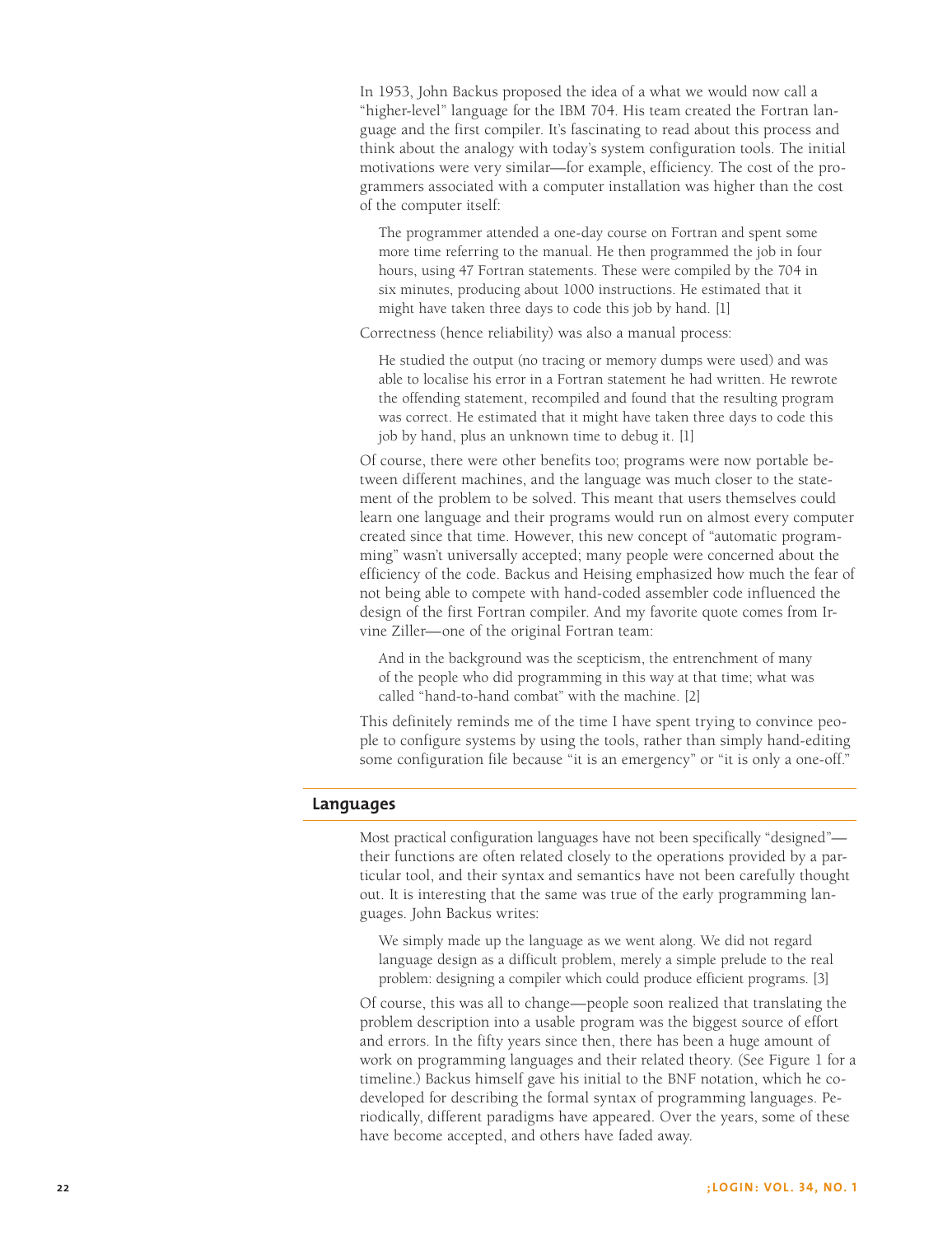In 1953, John Backus proposed the idea of a what we would now call a "higher-level" language for the IBM 704. His team created the Fortran language and the first compiler. It's fascinating to read about this process and think about the analogy with today's system configuration tools. The initial motivations were very similar—for example, efficiency. The cost of the programmers associated with a computer installation was higher than the cost of the computer itself:

> The programmer attended a one-day course on Fortran and spent some more time referring to the manual. He then programmed the job in four hours, using 47 Fortran statements. These were compiled by the 704 in six minutes, producing about 1000 instructions. He estimated that it might have taken three days to code this job by hand. [1]

Correctness (hence reliability) was also a manual process:

> He studied the output (no tracing or memory dumps were used) and was able to localise his error in a Fortran statement he had written. He rewrote the offending statement, recompiled and found that the resulting program was correct. He estimated that it might have taken three days to code this job by hand, plus an unknown time to debug it. [1]

Of course, there were other benefits too; programs were now portable between different machines, and the language was much closer to the statement of the problem to be solved. This meant that users themselves could learn one language and their programs would run on almost every computer created since that time. However, this new concept of "automatic programming" wasn't universally accepted; many people were concerned about the efficiency of the code. Backus and Heising emphasized how much the fear of not being able to compete with hand-coded assembler code influenced the design of the first Fortran compiler. And my favorite quote comes from Irvine Ziller—one of the original Fortran team:

> And in the background was the scepticism, the entrenchment of many of the people who did programming in this way at that time; what was called "hand-to-hand combat" with the machine. [2]

This definitely reminds me of the time I have spent trying to convince people to configure systems by using the tools, rather than simply hand-editing some configuration file because "it is an emergency" or "it is only a one-off."

## Languages

Most practical configuration languages have not been specifically "designed"—their functions are often related closely to the operations provided by a particular tool, and their syntax and semantics have not been carefully thought out. It is interesting that the same was true of the early programming languages. John Backus writes:

> We simply made up the language as we went along. We did not regard language design as a difficult problem, merely a simple prelude to the real problem: designing a compiler which could produce efficient programs. [3]

Of course, this was all to change—people soon realized that translating the problem description into a usable program was the biggest source of effort and errors. In the fifty years since then, there has been a huge amount of work on programming languages and their related theory. (See Figure 1 for a timeline.) Backus himself gave his initial to the BNF notation, which he co-developed for describing the formal syntax of programming languages. Periodically, different paradigms have appeared. Over the years, some of these have become accepted, and others have faded away.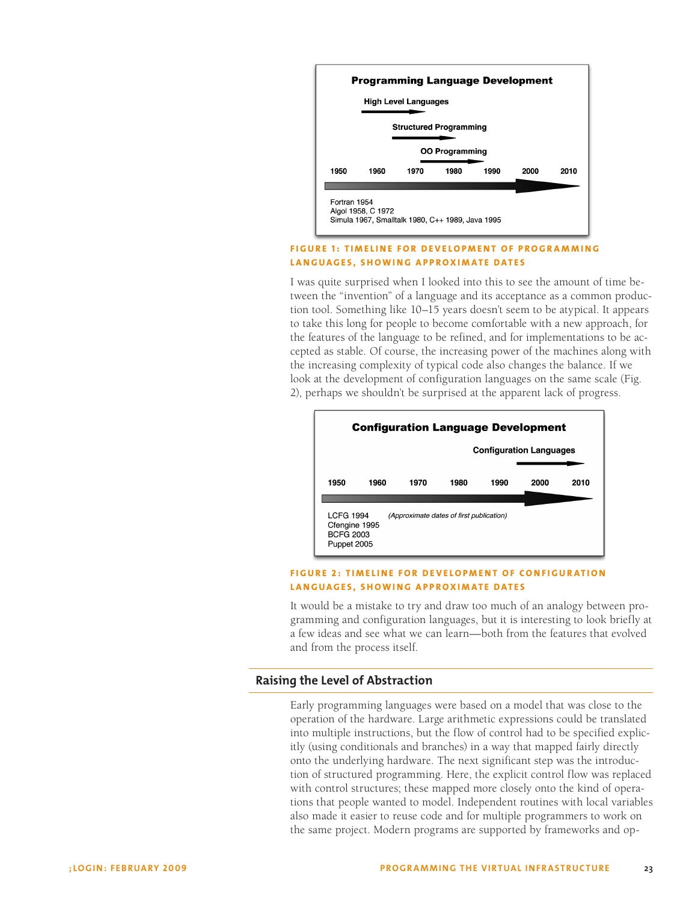**Programming Language Development**

High Level Languages

Structured Programming

OO Programming

1950 1960 1970 1980 1990 2000 2010

Fortran 1954
Algol 1958, C 1972
Simula 1967, Smalltalk 1980, C++ 1989, Java 1995

**FIGURE 1: TIMELINE FOR DEVELOPMENT OF PROGRAMMING LANGUAGES, SHOWING APPROXIMATE DATES**

I was quite surprised when I looked into this to see the amount of time between the "invention" of a language and its acceptance as a common production tool. Something like 10–15 years doesn't seem to be atypical. It appears to take this long for people to become comfortable with a new approach, for the features of the language to be refined, and for implementations to be accepted as stable. Of course, the increasing power of the machines along with the increasing complexity of typical code also changes the balance. If we look at the development of configuration languages on the same scale (Fig. 2), perhaps we shouldn't be surprised at the apparent lack of progress.

**Configuration Language Development**

Configuration Languages

1950 1960 1970 1980 1990 2000 2010

LCFG 1994
Cfengine 1995
BCFG 2003
Puppet 2005

*(Approximate dates of first publication)*

**FIGURE 2: TIMELINE FOR DEVELOPMENT OF CONFIGURATION LANGUAGES, SHOWING APPROXIMATE DATES**

It would be a mistake to try and draw too much of an analogy between programming and configuration languages, but it is interesting to look briefly at a few ideas and see what we can learn—both from the features that evolved and from the process itself.

## Raising the Level of Abstraction

Early programming languages were based on a model that was close to the operation of the hardware. Large arithmetic expressions could be translated into multiple instructions, but the flow of control had to be specified explicitly (using conditionals and branches) in a way that mapped fairly directly onto the underlying hardware. The next significant step was the introduction of structured programming. Here, the explicit control flow was replaced with control structures; these mapped more closely onto the kind of operations that people wanted to model. Independent routines with local variables also made it easier to reuse code and for multiple programmers to work on the same project. Modern programs are supported by frameworks and op-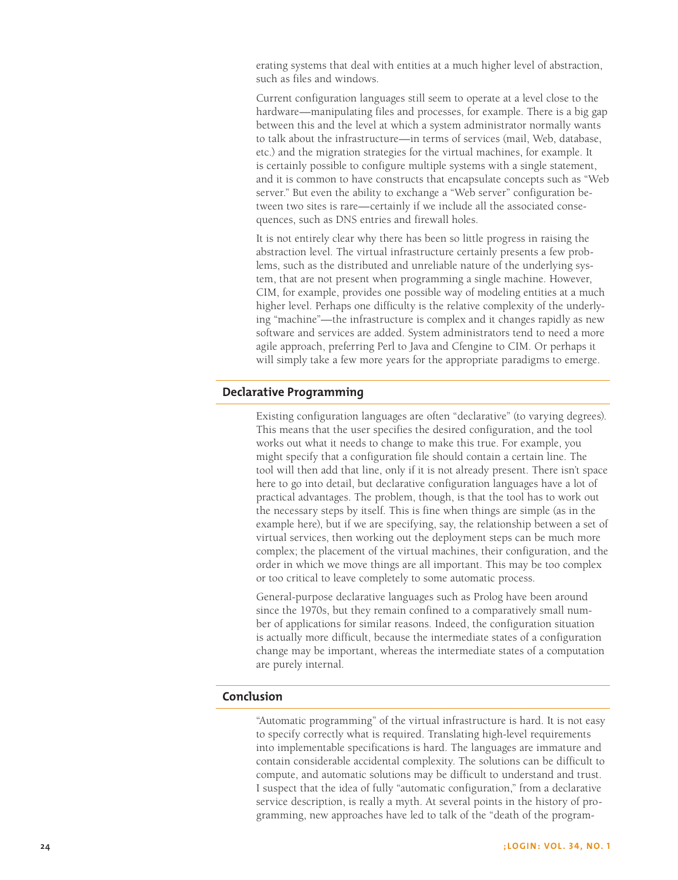erating systems that deal with entities at a much higher level of abstraction, such as files and windows.

Current configuration languages still seem to operate at a level close to the hardware—manipulating files and processes, for example. There is a big gap between this and the level at which a system administrator normally wants to talk about the infrastructure—in terms of services (mail, Web, database, etc.) and the migration strategies for the virtual machines, for example. It is certainly possible to configure multiple systems with a single statement, and it is common to have constructs that encapsulate concepts such as "Web server." But even the ability to exchange a "Web server" configuration between two sites is rare—certainly if we include all the associated consequences, such as DNS entries and firewall holes.

It is not entirely clear why there has been so little progress in raising the abstraction level. The virtual infrastructure certainly presents a few problems, such as the distributed and unreliable nature of the underlying system, that are not present when programming a single machine. However, CIM, for example, provides one possible way of modeling entities at a much higher level. Perhaps one difficulty is the relative complexity of the underlying "machine"—the infrastructure is complex and it changes rapidly as new software and services are added. System administrators tend to need a more agile approach, preferring Perl to Java and Cfengine to CIM. Or perhaps it will simply take a few more years for the appropriate paradigms to emerge.

## Declarative Programming

Existing configuration languages are often "declarative" (to varying degrees). This means that the user specifies the desired configuration, and the tool works out what it needs to change to make this true. For example, you might specify that a configuration file should contain a certain line. The tool will then add that line, only if it is not already present. There isn't space here to go into detail, but declarative configuration languages have a lot of practical advantages. The problem, though, is that the tool has to work out the necessary steps by itself. This is fine when things are simple (as in the example here), but if we are specifying, say, the relationship between a set of virtual services, then working out the deployment steps can be much more complex; the placement of the virtual machines, their configuration, and the order in which we move things are all important. This may be too complex or too critical to leave completely to some automatic process.

General-purpose declarative languages such as Prolog have been around since the 1970s, but they remain confined to a comparatively small number of applications for similar reasons. Indeed, the configuration situation is actually more difficult, because the intermediate states of a configuration change may be important, whereas the intermediate states of a computation are purely internal.

## Conclusion

"Automatic programming" of the virtual infrastructure is hard. It is not easy to specify correctly what is required. Translating high-level requirements into implementable specifications is hard. The languages are immature and contain considerable accidental complexity. The solutions can be difficult to compute, and automatic solutions may be difficult to understand and trust. I suspect that the idea of fully "automatic configuration," from a declarative service description, is really a myth. At several points in the history of programming, new approaches have led to talk of the "death of the program-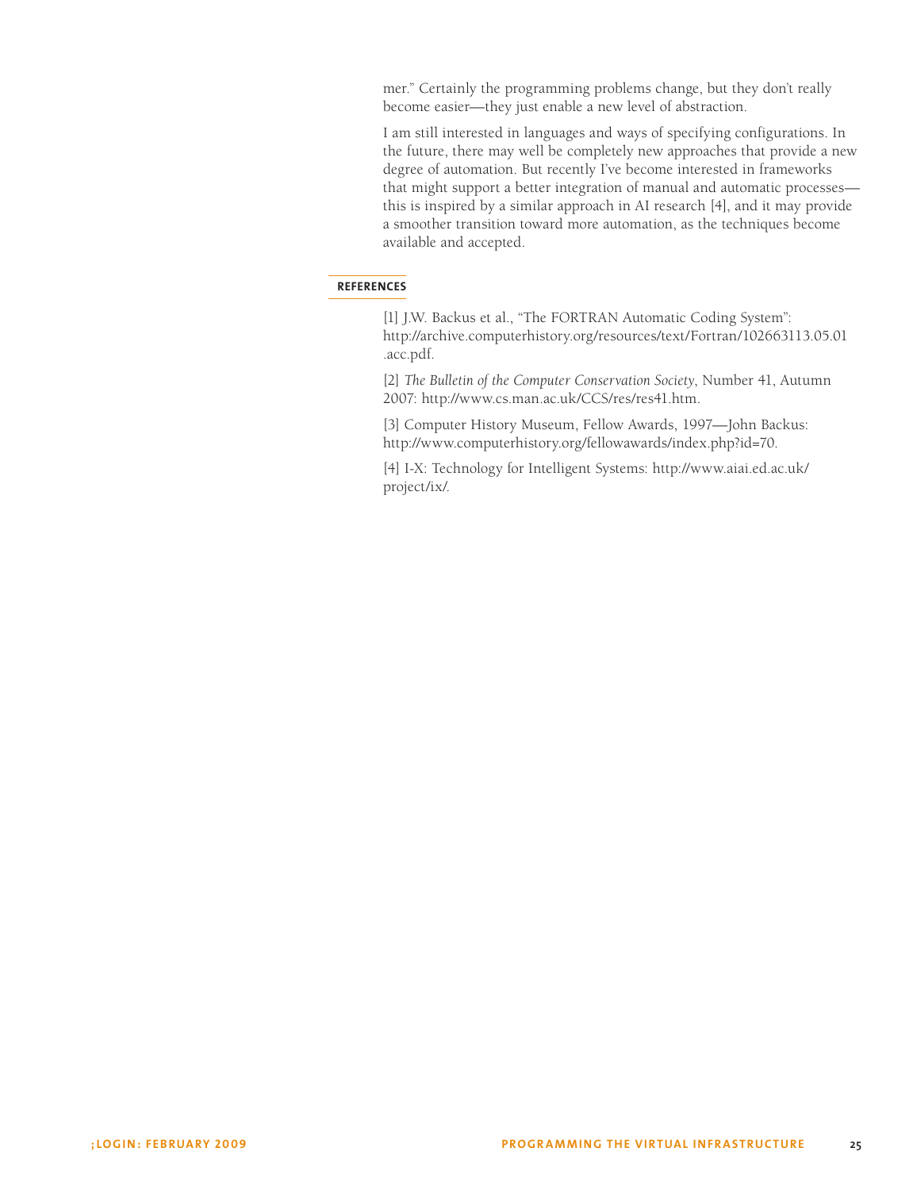mer." Certainly the programming problems change, but they don't really become easier—they just enable a new level of abstraction.

I am still interested in languages and ways of specifying configurations. In the future, there may well be completely new approaches that provide a new degree of automation. But recently I've become interested in frameworks that might support a better integration of manual and automatic processes—this is inspired by a similar approach in AI research [4], and it may provide a smoother transition toward more automation, as the techniques become available and accepted.

## REFERENCES

[1] J.W. Backus et al., "The FORTRAN Automatic Coding System": http://archive.computerhistory.org/resources/text/Fortran/102663113.05.01.acc.pdf.

[2] *The Bulletin of the Computer Conservation Society*, Number 41, Autumn 2007: http://www.cs.man.ac.uk/CCS/res/res41.htm.

[3] Computer History Museum, Fellow Awards, 1997—John Backus: http://www.computerhistory.org/fellowawards/index.php?id=70.

[4] I-X: Technology for Intelligent Systems: http://www.aiai.ed.ac.uk/project/ix/.